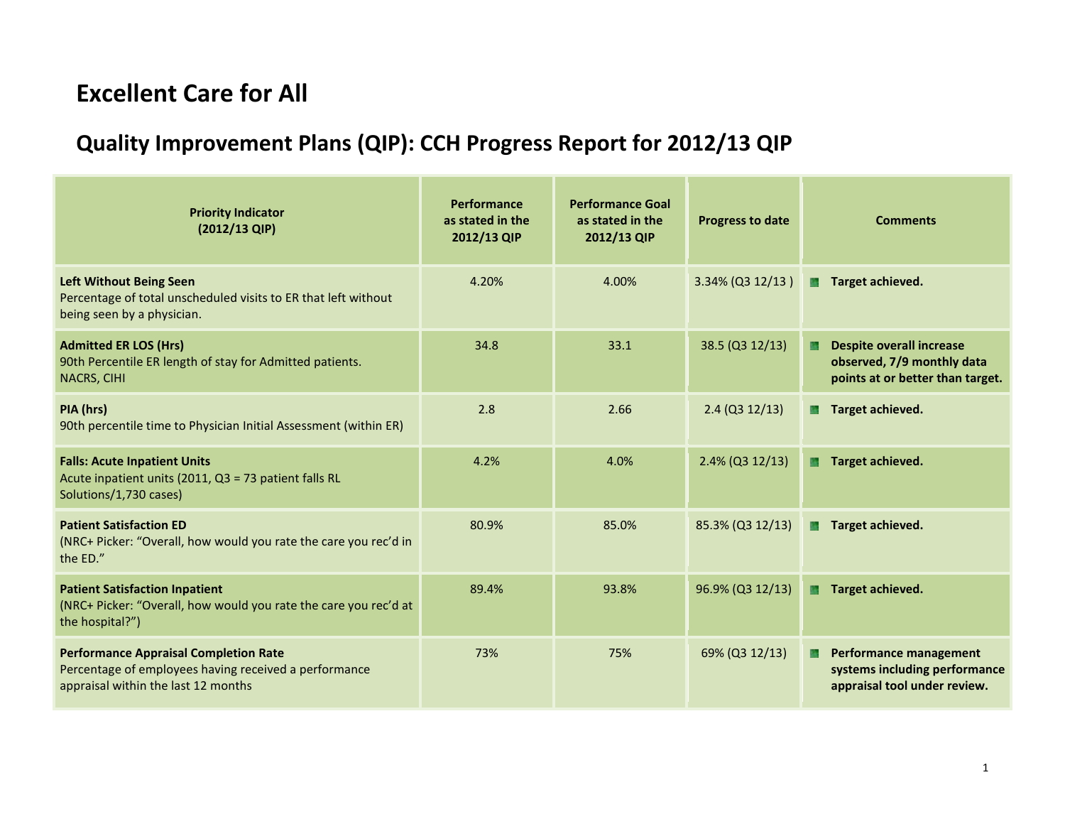# Excellent Care for All

## Quality Improvement Plans (QIP): CCH Progress Report for 2012/13 QIP

| Priority Indicator (2012/13 QIP) | Performance as stated in the 2012/13 QIP | Performance Goal as stated in the 2012/13 QIP | Progress to date | Comments |
|---|---|---|---|---|
| **Left Without Being Seen** Percentage of total unscheduled visits to ER that left without being seen by a physician. | 4.20% | 4.00% | 3.34% (Q3 12/13 ) | **Target achieved.** |
| **Admitted ER LOS (Hrs)** 90th Percentile ER length of stay for Admitted patients. NACRS, CIHI | 34.8 | 33.1 | 38.5 (Q3 12/13) | **Despite overall increase observed, 7/9 monthly data points at or better than target.** |
| **PIA (hrs)** 90th percentile time to Physician Initial Assessment (within ER) | 2.8 | 2.66 | 2.4 (Q3 12/13) | **Target achieved.** |
| **Falls: Acute Inpatient Units** Acute inpatient units (2011, Q3 = 73 patient falls RL Solutions/1,730 cases) | 4.2% | 4.0% | 2.4% (Q3 12/13) | **Target achieved.** |
| **Patient Satisfaction ED** (NRC+ Picker: "Overall, how would you rate the care you rec'd in the ED." | 80.9% | 85.0% | 85.3% (Q3 12/13) | **Target achieved.** |
| **Patient Satisfaction Inpatient** (NRC+ Picker: "Overall, how would you rate the care you rec'd at the hospital?") | 89.4% | 93.8% | 96.9% (Q3 12/13) | **Target achieved.** |
| **Performance Appraisal Completion Rate** Percentage of employees having received a performance appraisal within the last 12 months | 73% | 75% | 69% (Q3 12/13) | **Performance management systems including performance appraisal tool under review.** |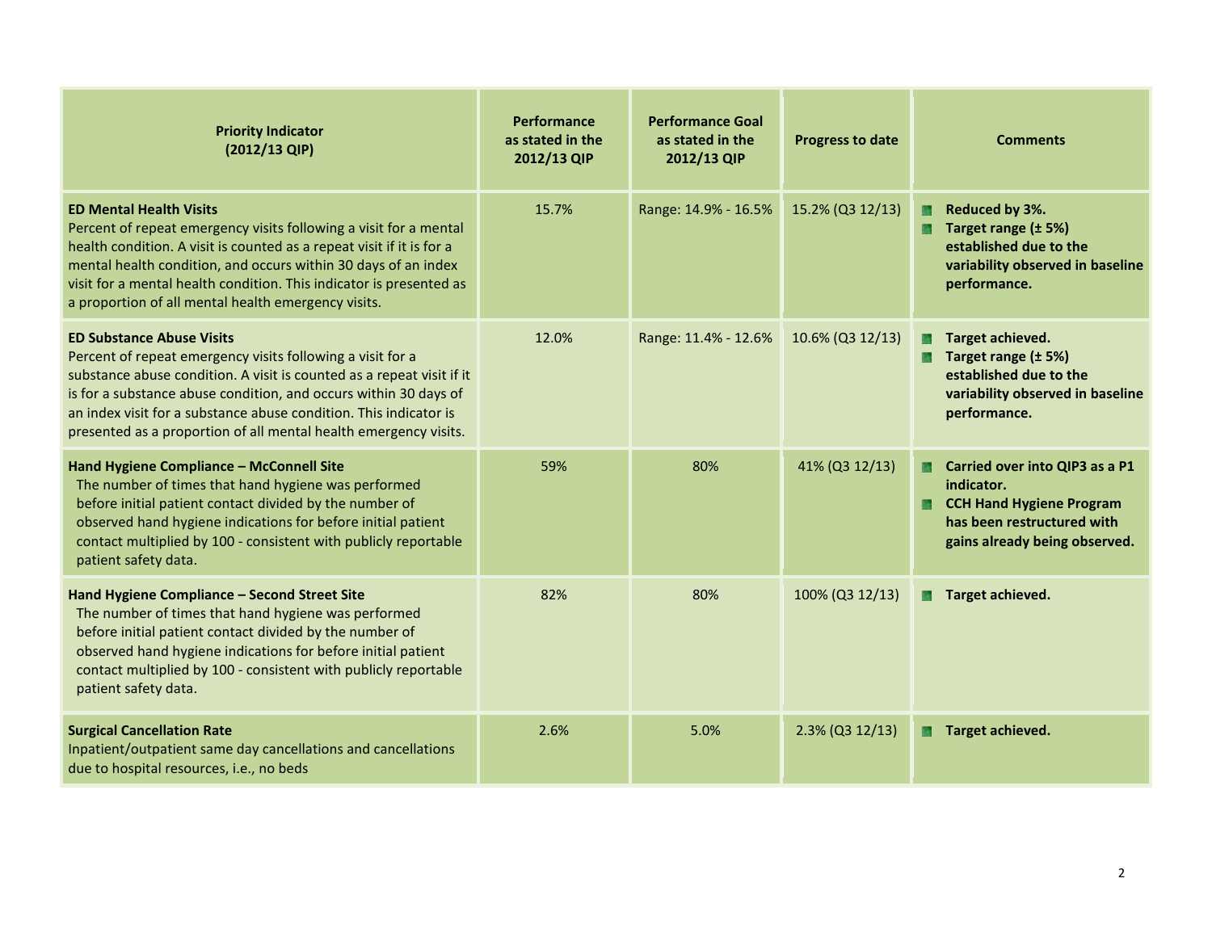| Priority Indicator (2012/13 QIP) | Performance as stated in the 2012/13 QIP | Performance Goal as stated in the 2012/13 QIP | Progress to date | Comments |
|---|---|---|---|---|
| **ED Mental Health Visits** Percent of repeat emergency visits following a visit for a mental health condition. A visit is counted as a repeat visit if it is for a mental health condition, and occurs within 30 days of an index visit for a mental health condition. This indicator is presented as a proportion of all mental health emergency visits. | 15.7% | Range: 14.9% - 16.5% | 15.2% (Q3 12/13) | **Reduced by 3%.** **Target range (± 5%) established due to the variability observed in baseline performance.** |
| **ED Substance Abuse Visits** Percent of repeat emergency visits following a visit for a substance abuse condition. A visit is counted as a repeat visit if it is for a substance abuse condition, and occurs within 30 days of an index visit for a substance abuse condition. This indicator is presented as a proportion of all mental health emergency visits. | 12.0% | Range: 11.4% - 12.6% | 10.6% (Q3 12/13) | **Target achieved.** **Target range (± 5%) established due to the variability observed in baseline performance.** |
| **Hand Hygiene Compliance – McConnell Site** The number of times that hand hygiene was performed before initial patient contact divided by the number of observed hand hygiene indications for before initial patient contact multiplied by 100 - consistent with publicly reportable patient safety data. | 59% | 80% | 41% (Q3 12/13) | **Carried over into QIP3 as a P1 indicator.** **CCH Hand Hygiene Program has been restructured with gains already being observed.** |
| **Hand Hygiene Compliance – Second Street Site** The number of times that hand hygiene was performed before initial patient contact divided by the number of observed hand hygiene indications for before initial patient contact multiplied by 100 - consistent with publicly reportable patient safety data. | 82% | 80% | 100% (Q3 12/13) | **Target achieved.** |
| **Surgical Cancellation Rate** Inpatient/outpatient same day cancellations and cancellations due to hospital resources, i.e., no beds | 2.6% | 5.0% | 2.3% (Q3 12/13) | **Target achieved.** |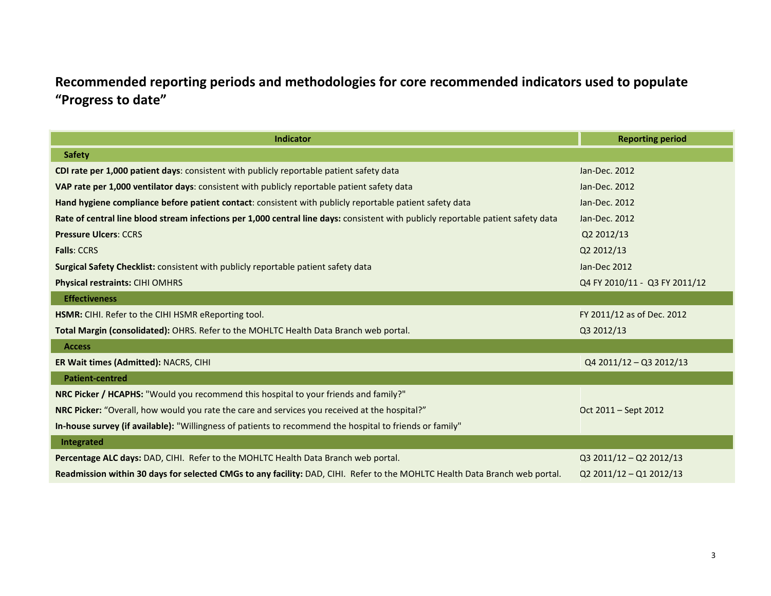## Recommended reporting periods and methodologies for core recommended indicators used to populate "Progress to date"

| Indicator | Reporting period |
|---|---|
| **Safety** | |
| **CDI rate per 1,000 patient days**: consistent with publicly reportable patient safety data | Jan-Dec. 2012 |
| **VAP rate per 1,000 ventilator days**: consistent with publicly reportable patient safety data | Jan-Dec. 2012 |
| **Hand hygiene compliance before patient contact**: consistent with publicly reportable patient safety data | Jan-Dec. 2012 |
| **Rate of central line blood stream infections per 1,000 central line days:** consistent with publicly reportable patient safety data | Jan-Dec. 2012 |
| **Pressure Ulcers**: CCRS | Q2 2012/13 |
| **Falls**: CCRS | Q2 2012/13 |
| **Surgical Safety Checklist:** consistent with publicly reportable patient safety data | Jan-Dec 2012 |
| **Physical restraints:** CIHI OMHRS | Q4 FY 2010/11 - Q3 FY 2011/12 |
| **Effectiveness** | |
| **HSMR:** CIHI. Refer to the CIHI HSMR eReporting tool. | FY 2011/12 as of Dec. 2012 |
| **Total Margin (consolidated):** OHRS. Refer to the MOHLTC Health Data Branch web portal. | Q3 2012/13 |
| **Access** | |
| **ER Wait times (Admitted):** NACRS, CIHI | Q4 2011/12 – Q3 2012/13 |
| **Patient-centred** | |
| **NRC Picker / HCAPHS:** "Would you recommend this hospital to your friends and family?" | |
| **NRC Picker:** "Overall, how would you rate the care and services you received at the hospital?" | Oct 2011 – Sept 2012 |
| **In-house survey (if available):** "Willingness of patients to recommend the hospital to friends or family" | |
| **Integrated** | |
| **Percentage ALC days:** DAD, CIHI. Refer to the MOHLTC Health Data Branch web portal. | Q3 2011/12 – Q2 2012/13 |
| **Readmission within 30 days for selected CMGs to any facility:** DAD, CIHI. Refer to the MOHLTC Health Data Branch web portal. | Q2 2011/12 – Q1 2012/13 |